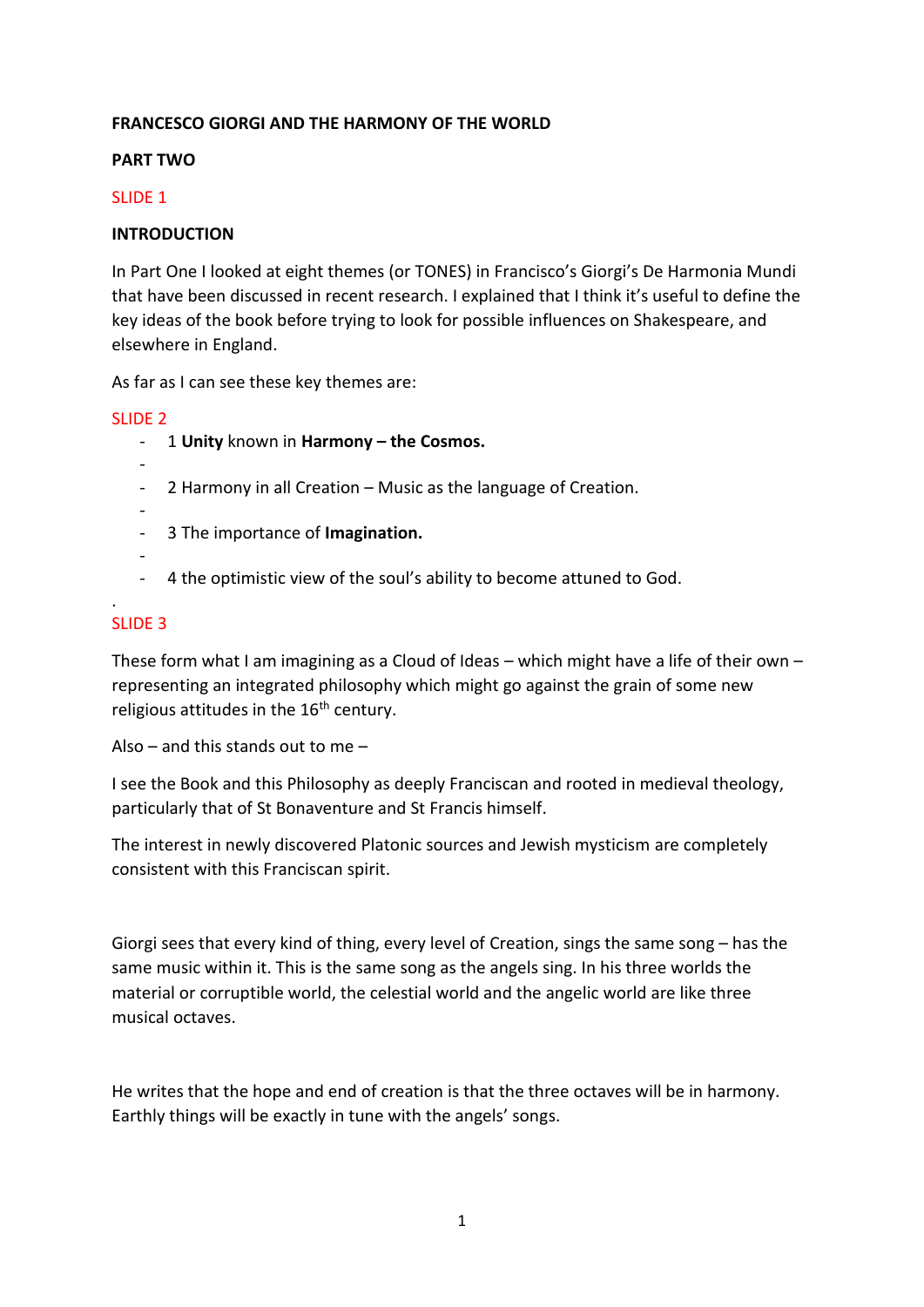**FRANCESCO GIORGI AND THE HARMONY OF THE WORLD**

**PART TWO**

SLIDE 1

**INTRODUCTION**

In Part One I looked at eight themes (or TONES) in Francisco's Giorgi's De Harmonia Mundi that have been discussed in recent research. I explained that I think it's useful to define the key ideas of the book before trying to look for possible influences on Shakespeare, and elsewhere in England.

As far as I can see these key themes are:

SLIDE 2

- 1 **Unity** known in **Harmony – the Cosmos.**
- 2 Harmony in all Creation – Music as the language of Creation.
- 3 The importance of **Imagination.**
- 4 the optimistic view of the soul's ability to become attuned to God.

SLIDE 3

These form what I am imagining as a Cloud of Ideas – which might have a life of their own – representing an integrated philosophy which might go against the grain of some new religious attitudes in the 16th century.

Also – and this stands out to me –

I see the Book and this Philosophy as deeply Franciscan and rooted in medieval theology, particularly that of St Bonaventure and St Francis himself.

The interest in newly discovered Platonic sources and Jewish mysticism are completely consistent with this Franciscan spirit.

Giorgi sees that every kind of thing, every level of Creation, sings the same song – has the same music within it. This is the same song as the angels sing. In his three worlds the material or corruptible world, the celestial world and the angelic world are like three musical octaves.

He writes that the hope and end of creation is that the three octaves will be in harmony. Earthly things will be exactly in tune with the angels' songs.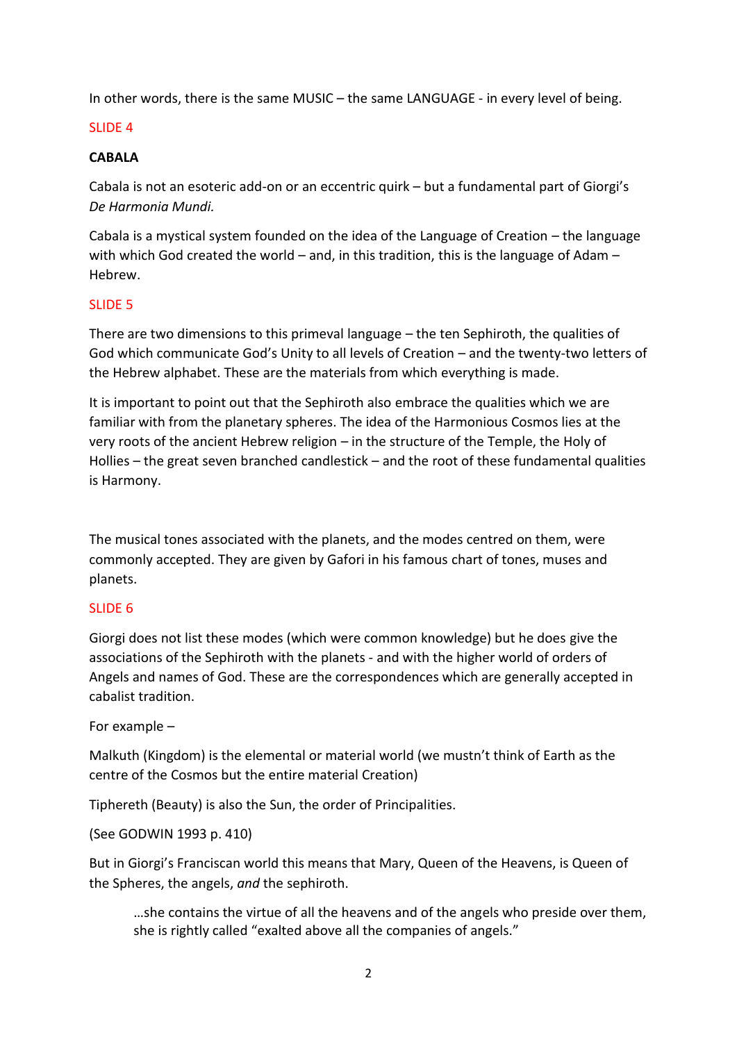In other words, there is the same MUSIC – the same LANGUAGE - in every level of being.

SLIDE 4

**CABALA**

Cabala is not an esoteric add-on or an eccentric quirk – but a fundamental part of Giorgi's *De Harmonia Mundi.*

Cabala is a mystical system founded on the idea of the Language of Creation – the language with which God created the world – and, in this tradition, this is the language of Adam – Hebrew.

SLIDE 5

There are two dimensions to this primeval language – the ten Sephiroth, the qualities of God which communicate God's Unity to all levels of Creation – and the twenty-two letters of the Hebrew alphabet. These are the materials from which everything is made.

It is important to point out that the Sephiroth also embrace the qualities which we are familiar with from the planetary spheres. The idea of the Harmonious Cosmos lies at the very roots of the ancient Hebrew religion – in the structure of the Temple, the Holy of Hollies – the great seven branched candlestick – and the root of these fundamental qualities is Harmony.

The musical tones associated with the planets, and the modes centred on them, were commonly accepted. They are given by Gafori in his famous chart of tones, muses and planets.

SLIDE 6

Giorgi does not list these modes (which were common knowledge) but he does give the associations of the Sephiroth with the planets - and with the higher world of orders of Angels and names of God. These are the correspondences which are generally accepted in cabalist tradition.

For example –

Malkuth (Kingdom) is the elemental or material world (we mustn't think of Earth as the centre of the Cosmos but the entire material Creation)

Tiphereth (Beauty) is also the Sun, the order of Principalities.

(See GODWIN 1993 p. 410)

But in Giorgi's Franciscan world this means that Mary, Queen of the Heavens, is Queen of the Spheres, the angels, *and* the sephiroth.

> …she contains the virtue of all the heavens and of the angels who preside over them, she is rightly called "exalted above all the companies of angels."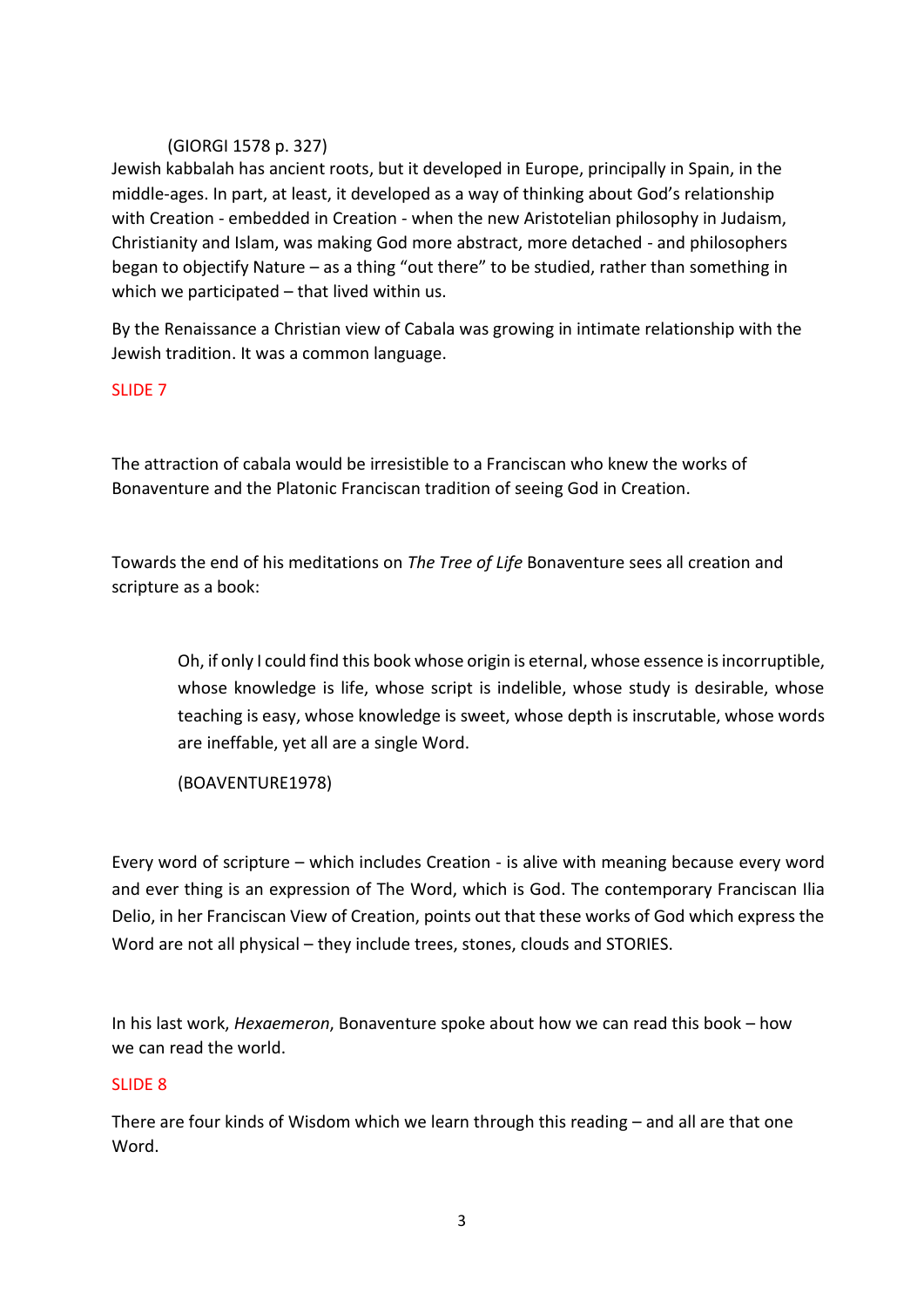(GIORGI 1578 p. 327)

Jewish kabbalah has ancient roots, but it developed in Europe, principally in Spain, in the middle-ages. In part, at least, it developed as a way of thinking about God's relationship with Creation - embedded in Creation - when the new Aristotelian philosophy in Judaism, Christianity and Islam, was making God more abstract, more detached - and philosophers began to objectify Nature – as a thing "out there" to be studied, rather than something in which we participated – that lived within us.

By the Renaissance a Christian view of Cabala was growing in intimate relationship with the Jewish tradition. It was a common language.

SLIDE 7

The attraction of cabala would be irresistible to a Franciscan who knew the works of Bonaventure and the Platonic Franciscan tradition of seeing God in Creation.

Towards the end of his meditations on *The Tree of Life* Bonaventure sees all creation and scripture as a book:

> Oh, if only I could find this book whose origin is eternal, whose essence is incorruptible, whose knowledge is life, whose script is indelible, whose study is desirable, whose teaching is easy, whose knowledge is sweet, whose depth is inscrutable, whose words are ineffable, yet all are a single Word.
>
> (BOAVENTURE1978)

Every word of scripture – which includes Creation - is alive with meaning because every word and ever thing is an expression of The Word, which is God. The contemporary Franciscan Ilia Delio, in her Franciscan View of Creation, points out that these works of God which express the Word are not all physical – they include trees, stones, clouds and STORIES.

In his last work, *Hexaemeron*, Bonaventure spoke about how we can read this book – how we can read the world.

SLIDE 8

There are four kinds of Wisdom which we learn through this reading – and all are that one Word.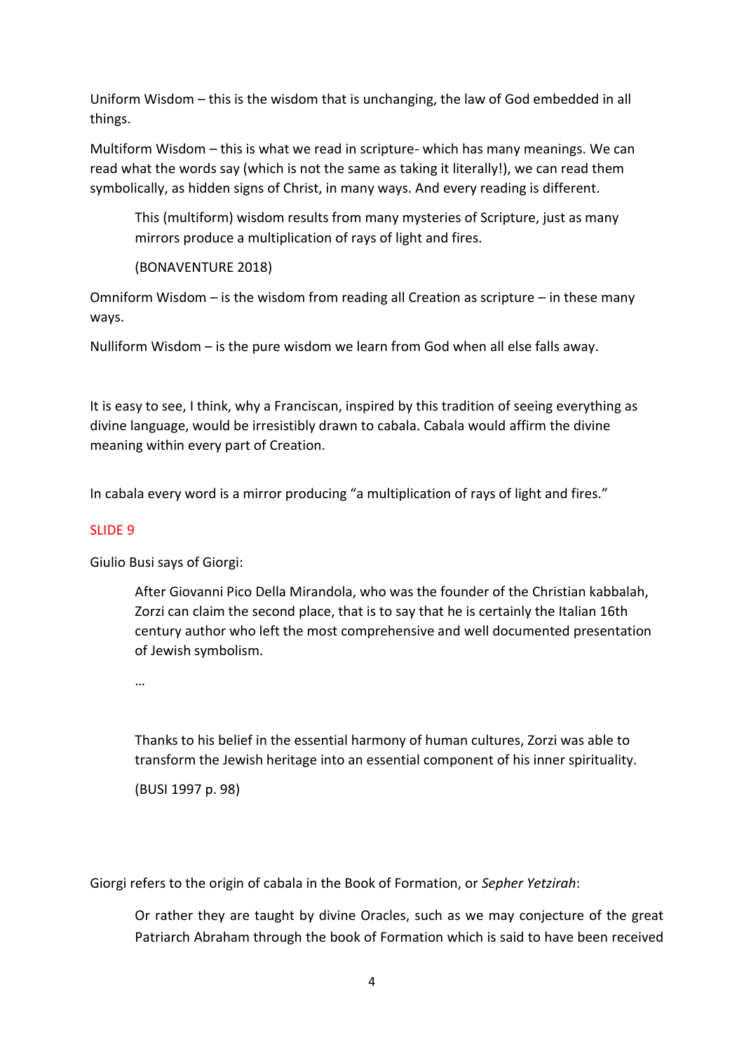Uniform Wisdom – this is the wisdom that is unchanging, the law of God embedded in all things.

Multiform Wisdom – this is what we read in scripture- which has many meanings. We can read what the words say (which is not the same as taking it literally!), we can read them symbolically, as hidden signs of Christ, in many ways. And every reading is different.

> This (multiform) wisdom results from many mysteries of Scripture, just as many mirrors produce a multiplication of rays of light and fires.
>
> (BONAVENTURE 2018)

Omniform Wisdom – is the wisdom from reading all Creation as scripture – in these many ways.

Nulliform Wisdom – is the pure wisdom we learn from God when all else falls away.

It is easy to see, I think, why a Franciscan, inspired by this tradition of seeing everything as divine language, would be irresistibly drawn to cabala. Cabala would affirm the divine meaning within every part of Creation.

In cabala every word is a mirror producing "a multiplication of rays of light and fires."

SLIDE 9

Giulio Busi says of Giorgi:

> After Giovanni Pico Della Mirandola, who was the founder of the Christian kabbalah, Zorzi can claim the second place, that is to say that he is certainly the Italian 16th century author who left the most comprehensive and well documented presentation of Jewish symbolism.
>
> …
>
> Thanks to his belief in the essential harmony of human cultures, Zorzi was able to transform the Jewish heritage into an essential component of his inner spirituality.
>
> (BUSI 1997 p. 98)

Giorgi refers to the origin of cabala in the Book of Formation, or *Sepher Yetzirah*:

> Or rather they are taught by divine Oracles, such as we may conjecture of the great Patriarch Abraham through the book of Formation which is said to have been received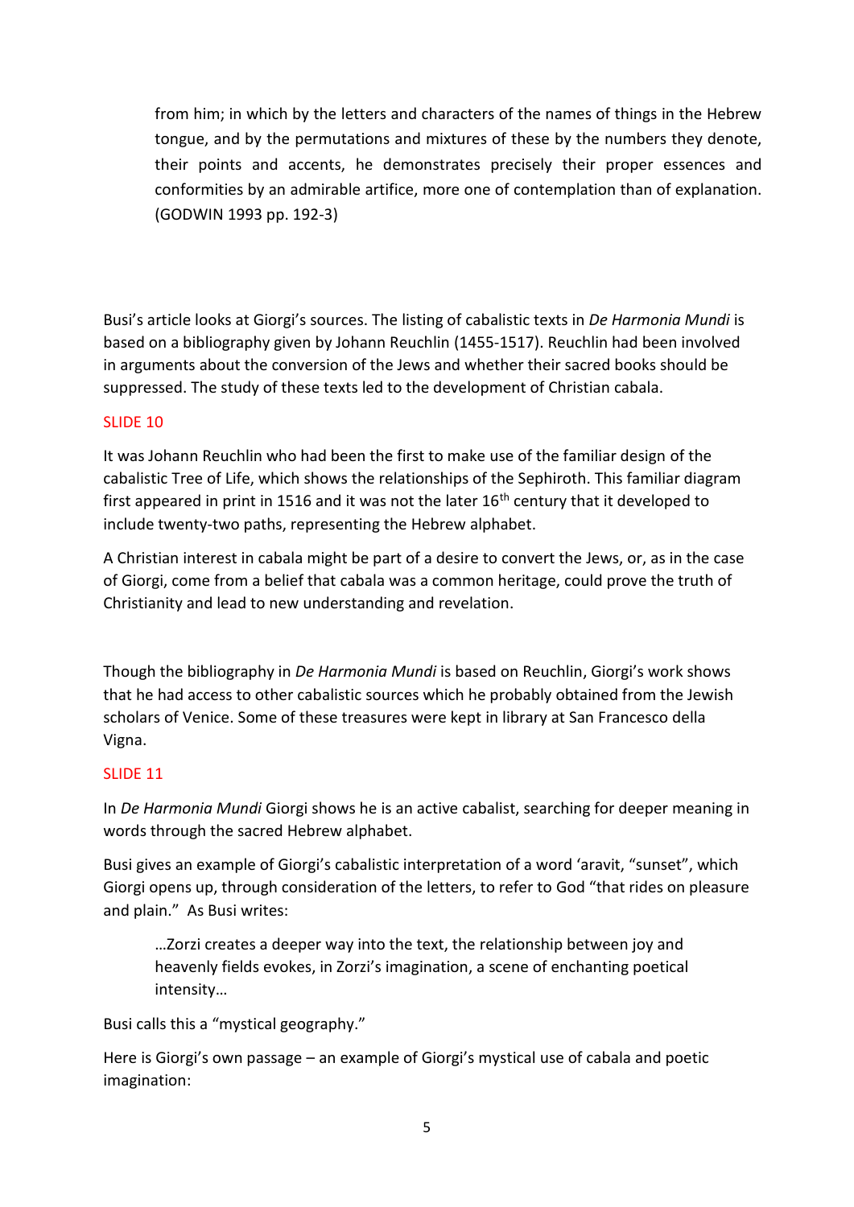> from him; in which by the letters and characters of the names of things in the Hebrew tongue, and by the permutations and mixtures of these by the numbers they denote, their points and accents, he demonstrates precisely their proper essences and conformities by an admirable artifice, more one of contemplation than of explanation. (GODWIN 1993 pp. 192-3)

Busi's article looks at Giorgi's sources. The listing of cabalistic texts in *De Harmonia Mundi* is based on a bibliography given by Johann Reuchlin (1455-1517). Reuchlin had been involved in arguments about the conversion of the Jews and whether their sacred books should be suppressed. The study of these texts led to the development of Christian cabala.

SLIDE 10

It was Johann Reuchlin who had been the first to make use of the familiar design of the cabalistic Tree of Life, which shows the relationships of the Sephiroth. This familiar diagram first appeared in print in 1516 and it was not the later 16th century that it developed to include twenty-two paths, representing the Hebrew alphabet.

A Christian interest in cabala might be part of a desire to convert the Jews, or, as in the case of Giorgi, come from a belief that cabala was a common heritage, could prove the truth of Christianity and lead to new understanding and revelation.

Though the bibliography in *De Harmonia Mundi* is based on Reuchlin, Giorgi's work shows that he had access to other cabalistic sources which he probably obtained from the Jewish scholars of Venice. Some of these treasures were kept in library at San Francesco della Vigna.

SLIDE 11

In *De Harmonia Mundi* Giorgi shows he is an active cabalist, searching for deeper meaning in words through the sacred Hebrew alphabet.

Busi gives an example of Giorgi's cabalistic interpretation of a word 'aravit, "sunset", which Giorgi opens up, through consideration of the letters, to refer to God "that rides on pleasure and plain." As Busi writes:

> …Zorzi creates a deeper way into the text, the relationship between joy and heavenly fields evokes, in Zorzi's imagination, a scene of enchanting poetical intensity…

Busi calls this a "mystical geography."

Here is Giorgi's own passage – an example of Giorgi's mystical use of cabala and poetic imagination: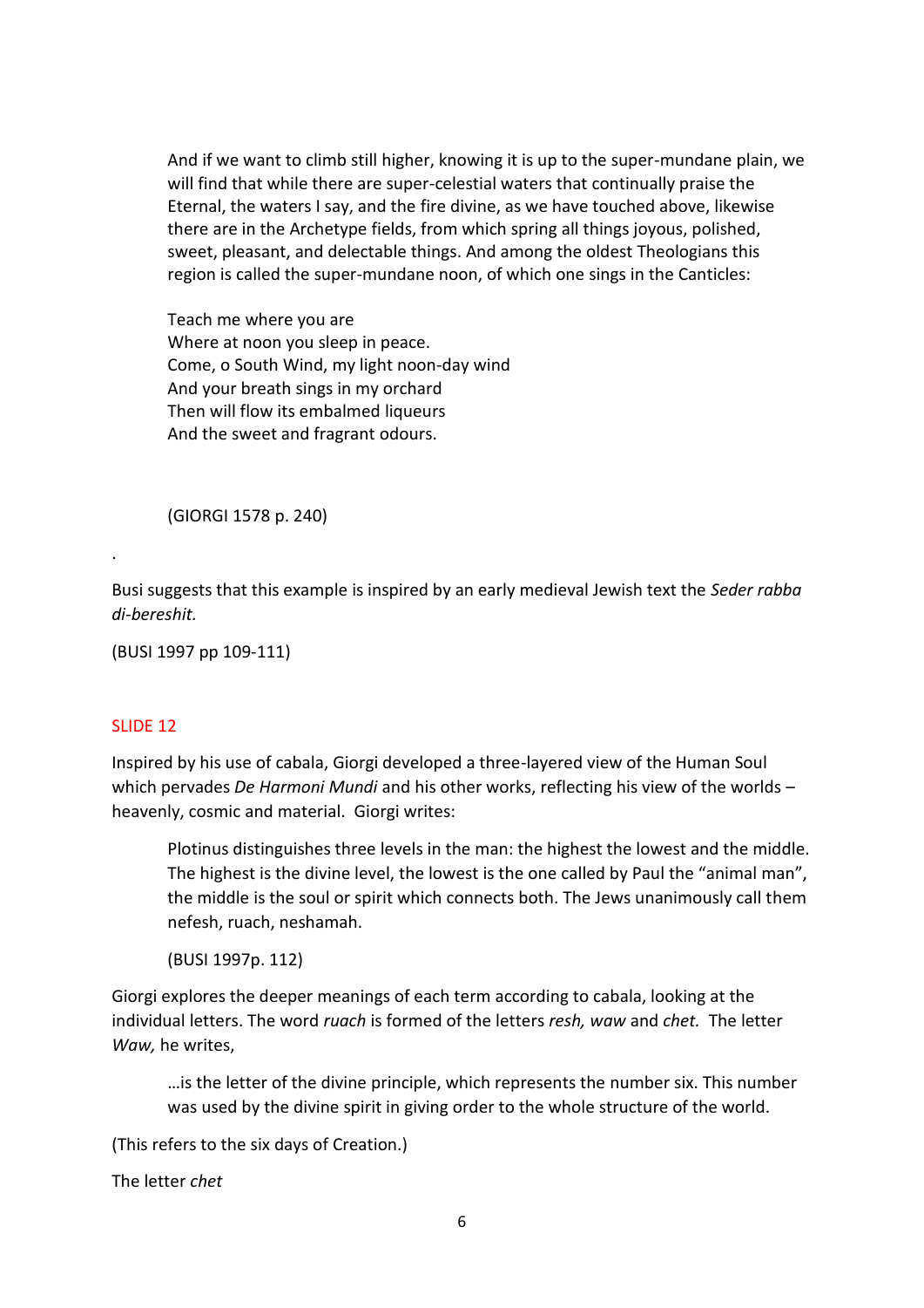> And if we want to climb still higher, knowing it is up to the super-mundane plain, we will find that while there are super-celestial waters that continually praise the Eternal, the waters I say, and the fire divine, as we have touched above, likewise there are in the Archetype fields, from which spring all things joyous, polished, sweet, pleasant, and delectable things. And among the oldest Theologians this region is called the super-mundane noon, of which one sings in the Canticles:
>
> Teach me where you are
> Where at noon you sleep in peace.
> Come, o South Wind, my light noon-day wind
> And your breath sings in my orchard
> Then will flow its embalmed liqueurs
> And the sweet and fragrant odours.
>
> (GIORGI 1578 p. 240)

.

Busi suggests that this example is inspired by an early medieval Jewish text the *Seder rabba di-bereshit.*

(BUSI 1997 pp 109-111)

## SLIDE 12

Inspired by his use of cabala, Giorgi developed a three-layered view of the Human Soul which pervades *De Harmoni Mundi* and his other works, reflecting his view of the worlds – heavenly, cosmic and material. Giorgi writes:

> Plotinus distinguishes three levels in the man: the highest the lowest and the middle. The highest is the divine level, the lowest is the one called by Paul the "animal man", the middle is the soul or spirit which connects both. The Jews unanimously call them nefesh, ruach, neshamah.
>
> (BUSI 1997p. 112)

Giorgi explores the deeper meanings of each term according to cabala, looking at the individual letters. The word *ruach* is formed of the letters *resh, waw* and *chet.* The letter *Waw,* he writes,

> …is the letter of the divine principle, which represents the number six. This number was used by the divine spirit in giving order to the whole structure of the world.

(This refers to the six days of Creation.)

The letter *chet*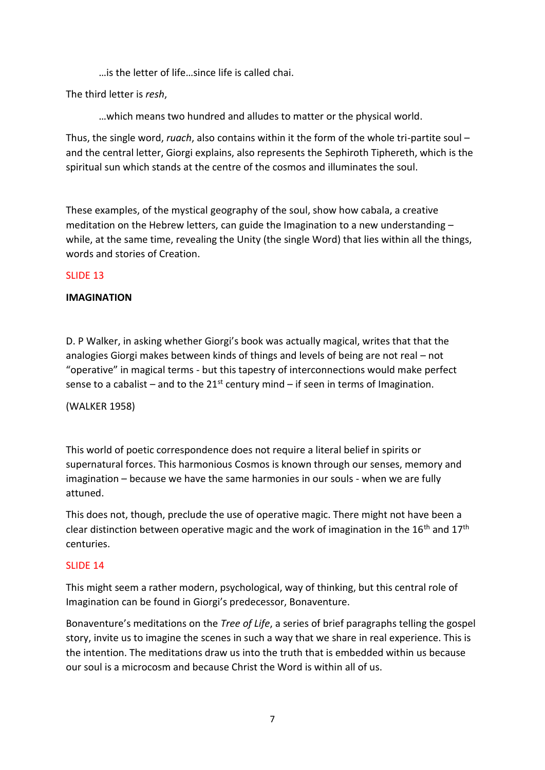> …is the letter of life…since life is called chai.

The third letter is *resh*,

> …which means two hundred and alludes to matter or the physical world.

Thus, the single word, *ruach*, also contains within it the form of the whole tri-partite soul – and the central letter, Giorgi explains, also represents the Sephiroth Tiphereth, which is the spiritual sun which stands at the centre of the cosmos and illuminates the soul.

These examples, of the mystical geography of the soul, show how cabala, a creative meditation on the Hebrew letters, can guide the Imagination to a new understanding – while, at the same time, revealing the Unity (the single Word) that lies within all the things, words and stories of Creation.

SLIDE 13

**IMAGINATION**

D. P Walker, in asking whether Giorgi's book was actually magical, writes that that the analogies Giorgi makes between kinds of things and levels of being are not real – not "operative" in magical terms - but this tapestry of interconnections would make perfect sense to a cabalist – and to the 21st century mind – if seen in terms of Imagination.

(WALKER 1958)

This world of poetic correspondence does not require a literal belief in spirits or supernatural forces. This harmonious Cosmos is known through our senses, memory and imagination – because we have the same harmonies in our souls - when we are fully attuned.

This does not, though, preclude the use of operative magic. There might not have been a clear distinction between operative magic and the work of imagination in the 16th and 17th centuries.

SLIDE 14

This might seem a rather modern, psychological, way of thinking, but this central role of Imagination can be found in Giorgi's predecessor, Bonaventure.

Bonaventure's meditations on the *Tree of Life*, a series of brief paragraphs telling the gospel story, invite us to imagine the scenes in such a way that we share in real experience. This is the intention. The meditations draw us into the truth that is embedded within us because our soul is a microcosm and because Christ the Word is within all of us.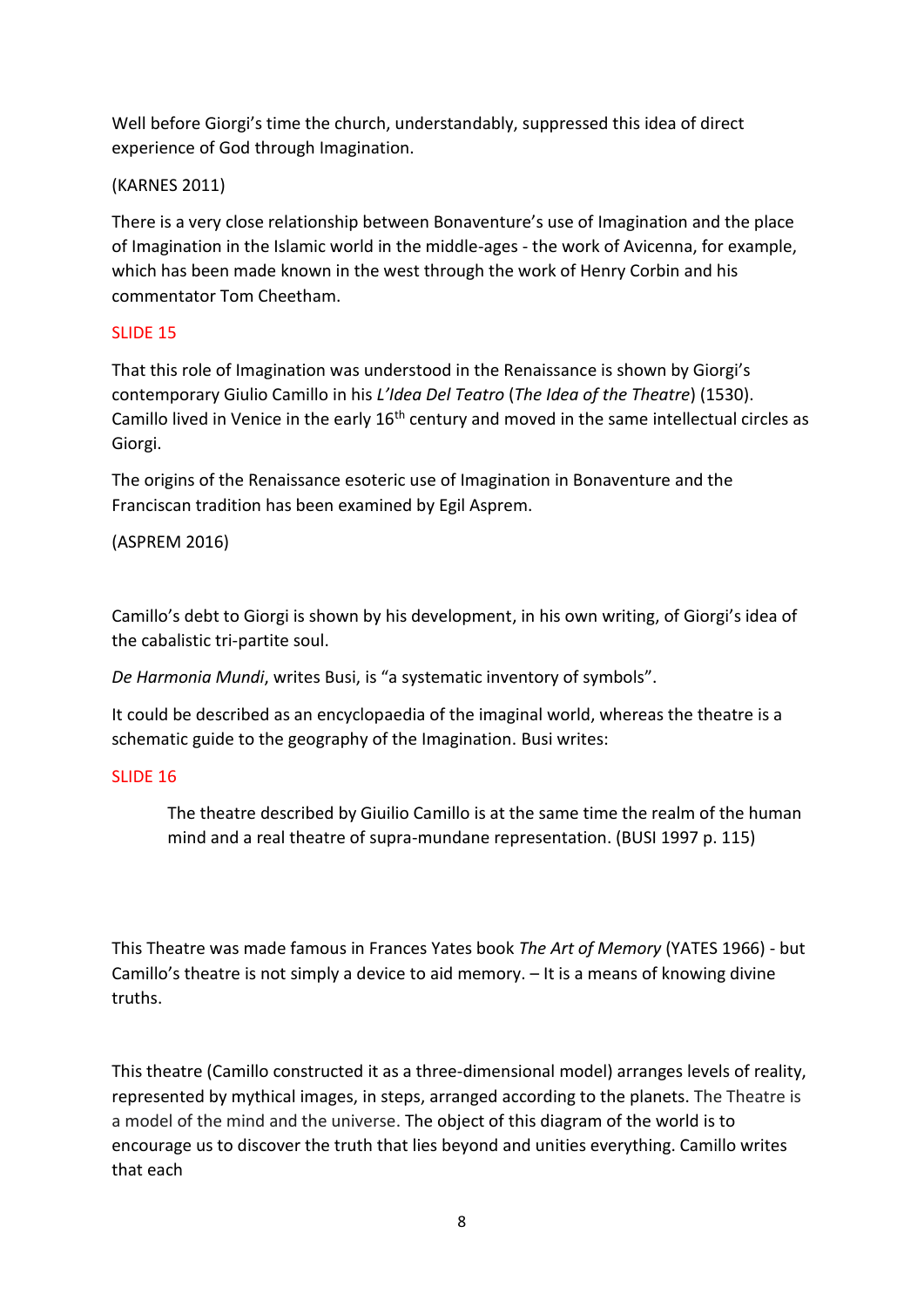Well before Giorgi's time the church, understandably, suppressed this idea of direct experience of God through Imagination.

(KARNES 2011)

There is a very close relationship between Bonaventure's use of Imagination and the place of Imagination in the Islamic world in the middle-ages - the work of Avicenna, for example, which has been made known in the west through the work of Henry Corbin and his commentator Tom Cheetham.

SLIDE 15

That this role of Imagination was understood in the Renaissance is shown by Giorgi's contemporary Giulio Camillo in his *L'Idea Del Teatro* (*The Idea of the Theatre*) (1530). Camillo lived in Venice in the early 16th century and moved in the same intellectual circles as Giorgi.

The origins of the Renaissance esoteric use of Imagination in Bonaventure and the Franciscan tradition has been examined by Egil Asprem.

(ASPREM 2016)

Camillo's debt to Giorgi is shown by his development, in his own writing, of Giorgi's idea of the cabalistic tri-partite soul.

*De Harmonia Mundi*, writes Busi, is "a systematic inventory of symbols".

It could be described as an encyclopaedia of the imaginal world, whereas the theatre is a schematic guide to the geography of the Imagination. Busi writes:

SLIDE 16

> The theatre described by Giuilio Camillo is at the same time the realm of the human mind and a real theatre of supra-mundane representation. (BUSI 1997 p. 115)

This Theatre was made famous in Frances Yates book *The Art of Memory* (YATES 1966) - but Camillo's theatre is not simply a device to aid memory. – It is a means of knowing divine truths.

This theatre (Camillo constructed it as a three-dimensional model) arranges levels of reality, represented by mythical images, in steps, arranged according to the planets. The Theatre is a model of the mind and the universe. The object of this diagram of the world is to encourage us to discover the truth that lies beyond and unities everything. Camillo writes that each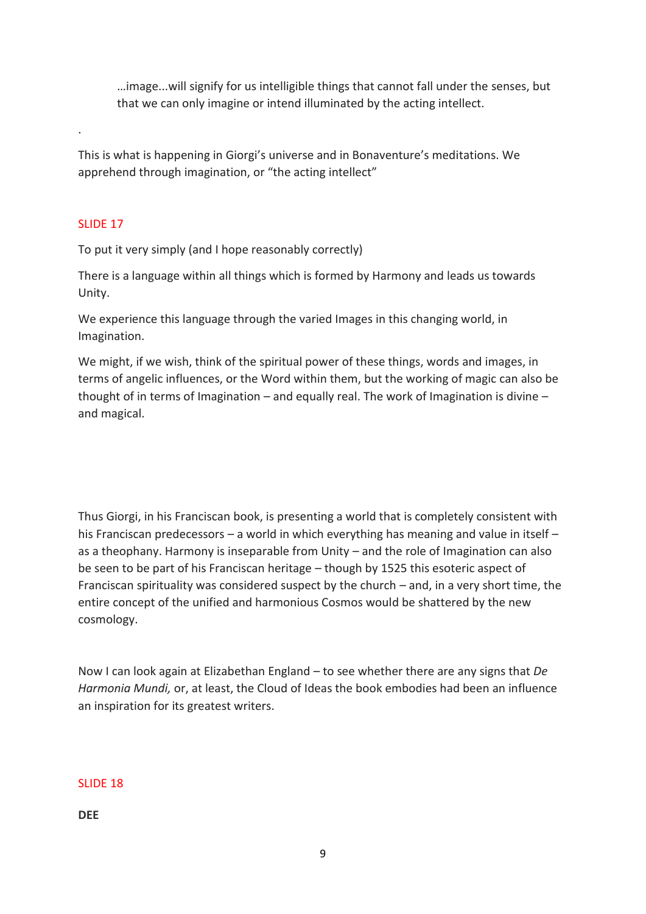> …image...will signify for us intelligible things that cannot fall under the senses, but that we can only imagine or intend illuminated by the acting intellect.

.

This is what is happening in Giorgi's universe and in Bonaventure's meditations. We apprehend through imagination, or "the acting intellect"

SLIDE 17

To put it very simply (and I hope reasonably correctly)

There is a language within all things which is formed by Harmony and leads us towards Unity.

We experience this language through the varied Images in this changing world, in Imagination.

We might, if we wish, think of the spiritual power of these things, words and images, in terms of angelic influences, or the Word within them, but the working of magic can also be thought of in terms of Imagination – and equally real. The work of Imagination is divine – and magical.

Thus Giorgi, in his Franciscan book, is presenting a world that is completely consistent with his Franciscan predecessors – a world in which everything has meaning and value in itself – as a theophany. Harmony is inseparable from Unity – and the role of Imagination can also be seen to be part of his Franciscan heritage – though by 1525 this esoteric aspect of Franciscan spirituality was considered suspect by the church – and, in a very short time, the entire concept of the unified and harmonious Cosmos would be shattered by the new cosmology.

Now I can look again at Elizabethan England – to see whether there are any signs that *De Harmonia Mundi,* or, at least, the Cloud of Ideas the book embodies had been an influence an inspiration for its greatest writers.

SLIDE 18

**DEE**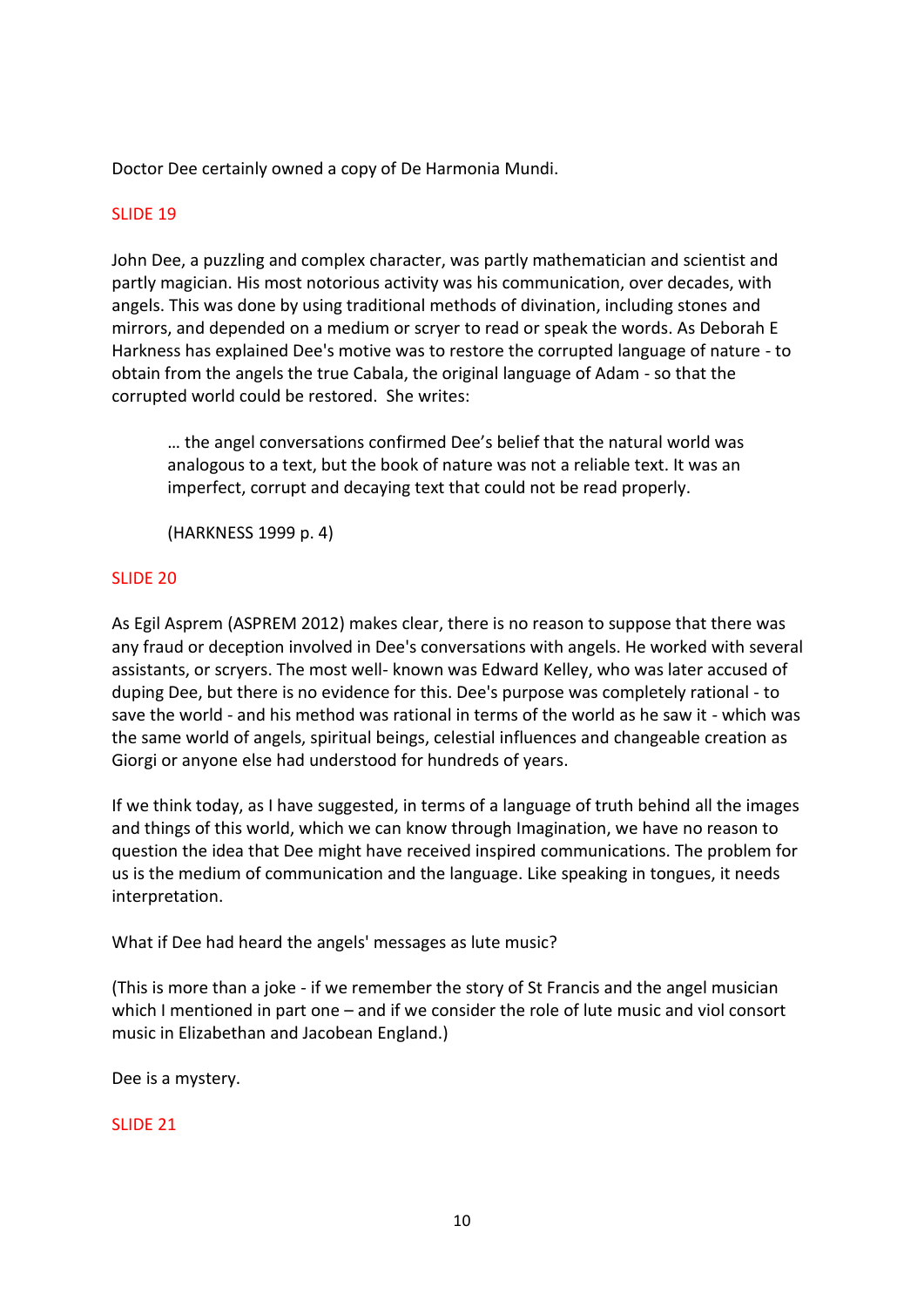Doctor Dee certainly owned a copy of De Harmonia Mundi.

SLIDE 19

John Dee, a puzzling and complex character, was partly mathematician and scientist and partly magician. His most notorious activity was his communication, over decades, with angels. This was done by using traditional methods of divination, including stones and mirrors, and depended on a medium or scryer to read or speak the words. As Deborah E Harkness has explained Dee's motive was to restore the corrupted language of nature - to obtain from the angels the true Cabala, the original language of Adam - so that the corrupted world could be restored. She writes:

> … the angel conversations confirmed Dee's belief that the natural world was analogous to a text, but the book of nature was not a reliable text. It was an imperfect, corrupt and decaying text that could not be read properly.
>
> (HARKNESS 1999 p. 4)

SLIDE 20

As Egil Asprem (ASPREM 2012) makes clear, there is no reason to suppose that there was any fraud or deception involved in Dee's conversations with angels. He worked with several assistants, or scryers. The most well- known was Edward Kelley, who was later accused of duping Dee, but there is no evidence for this. Dee's purpose was completely rational - to save the world - and his method was rational in terms of the world as he saw it - which was the same world of angels, spiritual beings, celestial influences and changeable creation as Giorgi or anyone else had understood for hundreds of years.

If we think today, as I have suggested, in terms of a language of truth behind all the images and things of this world, which we can know through Imagination, we have no reason to question the idea that Dee might have received inspired communications. The problem for us is the medium of communication and the language. Like speaking in tongues, it needs interpretation.

What if Dee had heard the angels' messages as lute music?

(This is more than a joke - if we remember the story of St Francis and the angel musician which I mentioned in part one – and if we consider the role of lute music and viol consort music in Elizabethan and Jacobean England.)

Dee is a mystery.

SLIDE 21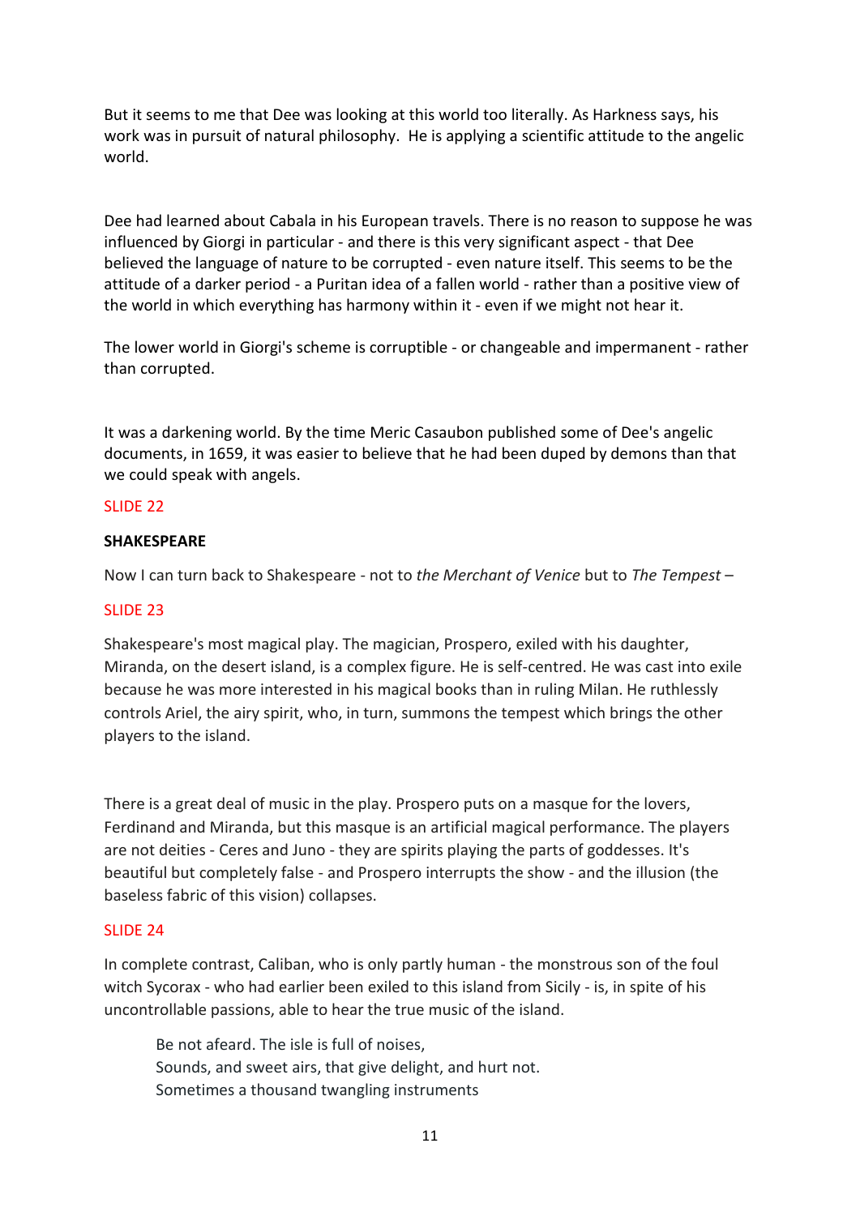But it seems to me that Dee was looking at this world too literally. As Harkness says, his work was in pursuit of natural philosophy. He is applying a scientific attitude to the angelic world.

Dee had learned about Cabala in his European travels. There is no reason to suppose he was influenced by Giorgi in particular - and there is this very significant aspect - that Dee believed the language of nature to be corrupted - even nature itself. This seems to be the attitude of a darker period - a Puritan idea of a fallen world - rather than a positive view of the world in which everything has harmony within it - even if we might not hear it.

The lower world in Giorgi's scheme is corruptible - or changeable and impermanent - rather than corrupted.

It was a darkening world. By the time Meric Casaubon published some of Dee's angelic documents, in 1659, it was easier to believe that he had been duped by demons than that we could speak with angels.

SLIDE 22

**SHAKESPEARE**

Now I can turn back to Shakespeare - not to *the Merchant of Venice* but to *The Tempest* –

SLIDE 23

Shakespeare's most magical play. The magician, Prospero, exiled with his daughter, Miranda, on the desert island, is a complex figure. He is self-centred. He was cast into exile because he was more interested in his magical books than in ruling Milan. He ruthlessly controls Ariel, the airy spirit, who, in turn, summons the tempest which brings the other players to the island.

There is a great deal of music in the play. Prospero puts on a masque for the lovers, Ferdinand and Miranda, but this masque is an artificial magical performance. The players are not deities - Ceres and Juno - they are spirits playing the parts of goddesses. It's beautiful but completely false - and Prospero interrupts the show - and the illusion (the baseless fabric of this vision) collapses.

SLIDE 24

In complete contrast, Caliban, who is only partly human - the monstrous son of the foul witch Sycorax - who had earlier been exiled to this island from Sicily - is, in spite of his uncontrollable passions, able to hear the true music of the island.

> Be not afeard. The isle is full of noises,
> Sounds, and sweet airs, that give delight, and hurt not.
> Sometimes a thousand twangling instruments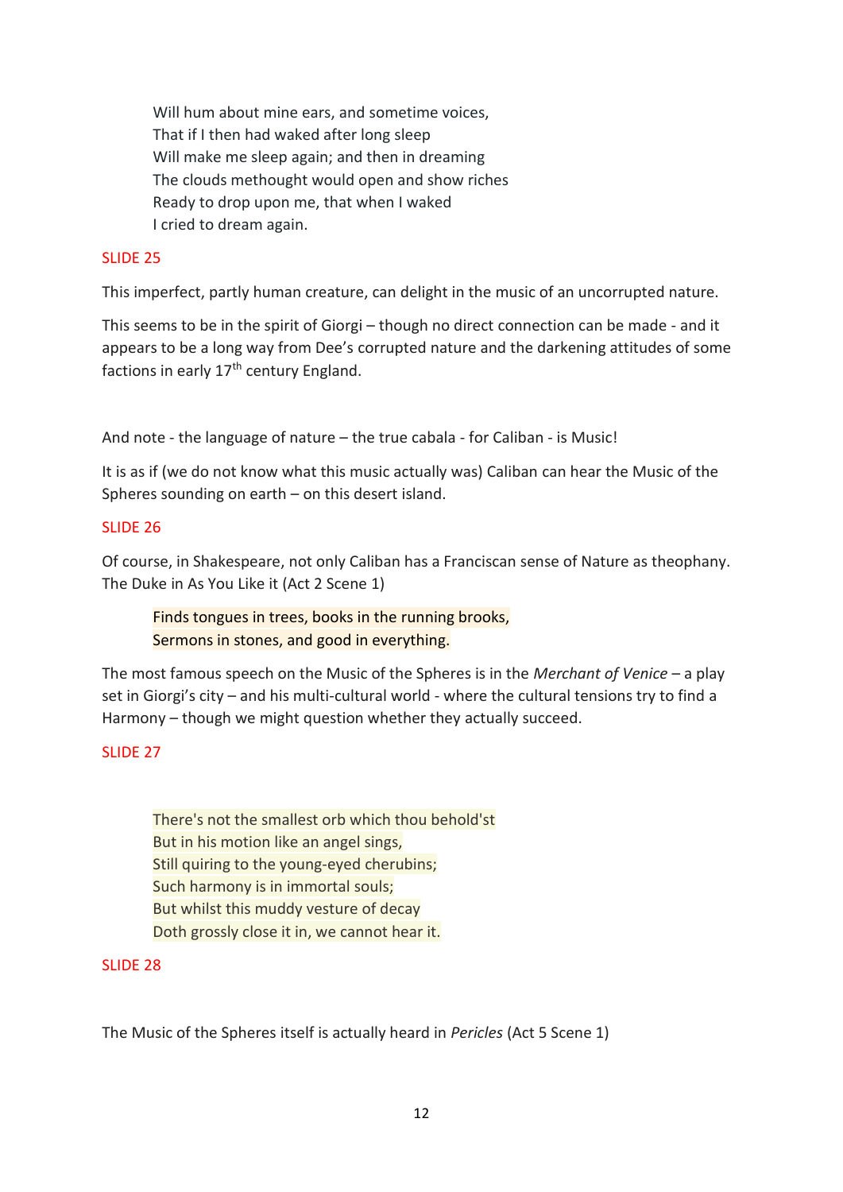> Will hum about mine ears, and sometime voices,
> That if I then had waked after long sleep
> Will make me sleep again; and then in dreaming
> The clouds methought would open and show riches
> Ready to drop upon me, that when I waked
> I cried to dream again.

SLIDE 25

This imperfect, partly human creature, can delight in the music of an uncorrupted nature.

This seems to be in the spirit of Giorgi – though no direct connection can be made - and it appears to be a long way from Dee's corrupted nature and the darkening attitudes of some factions in early 17th century England.

And note - the language of nature – the true cabala - for Caliban - is Music!

It is as if (we do not know what this music actually was) Caliban can hear the Music of the Spheres sounding on earth – on this desert island.

SLIDE 26

Of course, in Shakespeare, not only Caliban has a Franciscan sense of Nature as theophany. The Duke in As You Like it (Act 2 Scene 1)

> Finds tongues in trees, books in the running brooks,
> Sermons in stones, and good in everything.

The most famous speech on the Music of the Spheres is in the *Merchant of Venice* – a play set in Giorgi's city – and his multi-cultural world - where the cultural tensions try to find a Harmony – though we might question whether they actually succeed.

SLIDE 27

> There's not the smallest orb which thou behold'st
> But in his motion like an angel sings,
> Still quiring to the young-eyed cherubins;
> Such harmony is in immortal souls;
> But whilst this muddy vesture of decay
> Doth grossly close it in, we cannot hear it.

SLIDE 28

The Music of the Spheres itself is actually heard in *Pericles* (Act 5 Scene 1)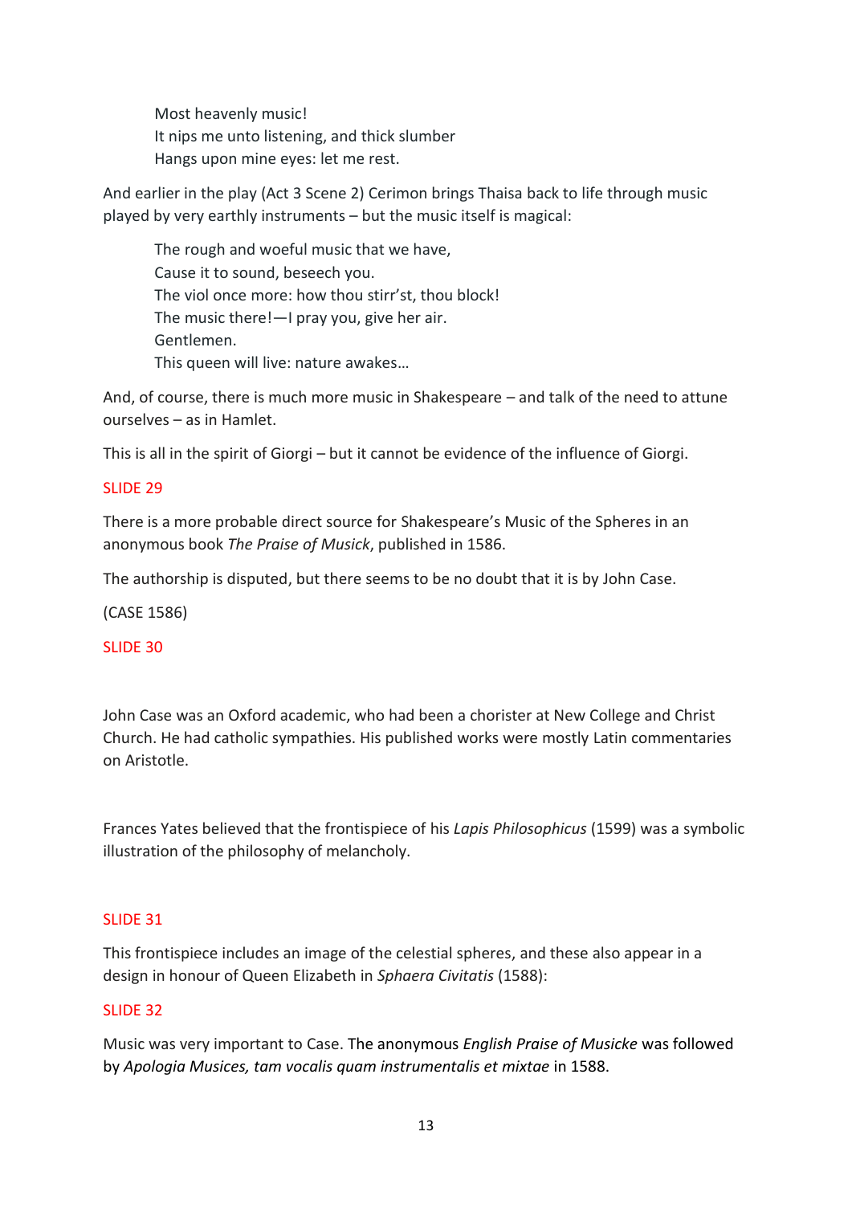> Most heavenly music!
> It nips me unto listening, and thick slumber
> Hangs upon mine eyes: let me rest.

And earlier in the play (Act 3 Scene 2) Cerimon brings Thaisa back to life through music played by very earthly instruments – but the music itself is magical:

> The rough and woeful music that we have,
> Cause it to sound, beseech you.
> The viol once more: how thou stirr'st, thou block!
> The music there!—I pray you, give her air.
> Gentlemen.
> This queen will live: nature awakes…

And, of course, there is much more music in Shakespeare – and talk of the need to attune ourselves – as in Hamlet.

This is all in the spirit of Giorgi – but it cannot be evidence of the influence of Giorgi.

SLIDE 29

There is a more probable direct source for Shakespeare's Music of the Spheres in an anonymous book *The Praise of Musick*, published in 1586.

The authorship is disputed, but there seems to be no doubt that it is by John Case.

(CASE 1586)

SLIDE 30

John Case was an Oxford academic, who had been a chorister at New College and Christ Church. He had catholic sympathies. His published works were mostly Latin commentaries on Aristotle.

Frances Yates believed that the frontispiece of his *Lapis Philosophicus* (1599) was a symbolic illustration of the philosophy of melancholy.

SLIDE 31

This frontispiece includes an image of the celestial spheres, and these also appear in a design in honour of Queen Elizabeth in *Sphaera Civitatis* (1588):

SLIDE 32

Music was very important to Case. The anonymous *English Praise of Musicke* was followed by *Apologia Musices, tam vocalis quam instrumentalis et mixtae* in 1588.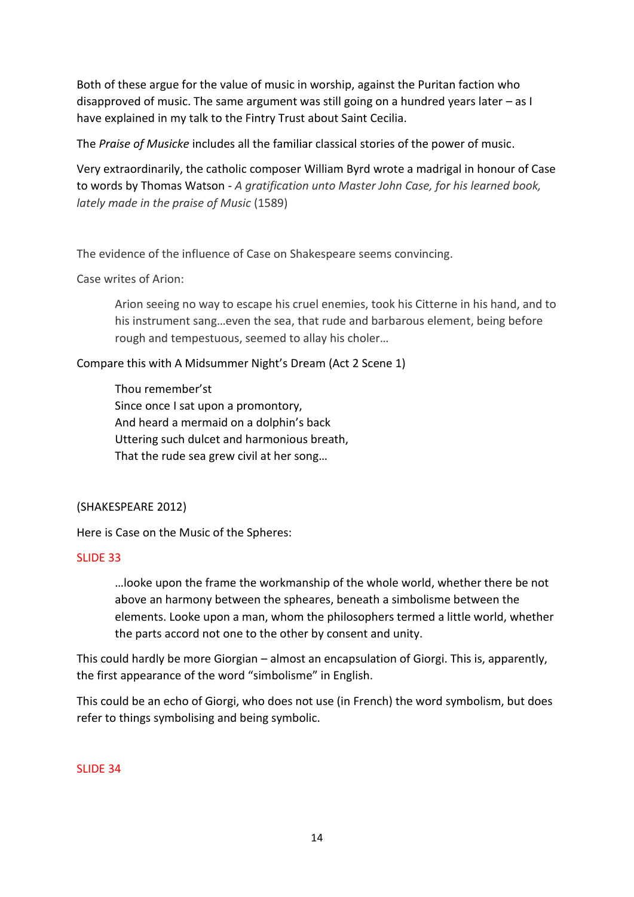Both of these argue for the value of music in worship, against the Puritan faction who disapproved of music. The same argument was still going on a hundred years later – as I have explained in my talk to the Fintry Trust about Saint Cecilia.

The *Praise of Musicke* includes all the familiar classical stories of the power of music.

Very extraordinarily, the catholic composer William Byrd wrote a madrigal in honour of Case to words by Thomas Watson - *A gratification unto Master John Case, for his learned book, lately made in the praise of Music* (1589)

The evidence of the influence of Case on Shakespeare seems convincing.

Case writes of Arion:

> Arion seeing no way to escape his cruel enemies, took his Citterne in his hand, and to his instrument sang…even the sea, that rude and barbarous element, being before rough and tempestuous, seemed to allay his choler…

Compare this with A Midsummer Night's Dream (Act 2 Scene 1)

> Thou remember'st
> Since once I sat upon a promontory,
> And heard a mermaid on a dolphin's back
> Uttering such dulcet and harmonious breath,
> That the rude sea grew civil at her song…

(SHAKESPEARE 2012)

Here is Case on the Music of the Spheres:

SLIDE 33

> …looke upon the frame the workmanship of the whole world, whether there be not above an harmony between the spheares, beneath a simbolisme between the elements. Looke upon a man, whom the philosophers termed a little world, whether the parts accord not one to the other by consent and unity.

This could hardly be more Giorgian – almost an encapsulation of Giorgi. This is, apparently, the first appearance of the word "simbolisme" in English.

This could be an echo of Giorgi, who does not use (in French) the word symbolism, but does refer to things symbolising and being symbolic.

SLIDE 34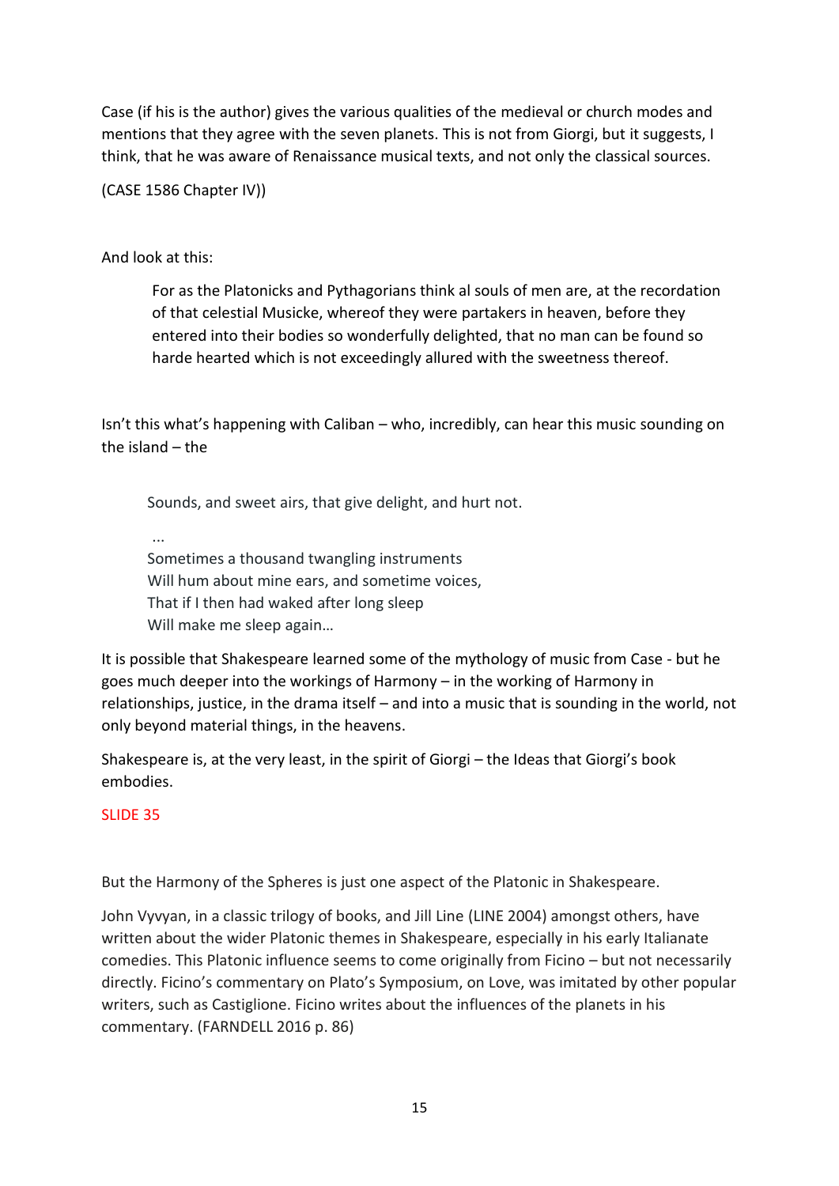Case (if his is the author) gives the various qualities of the medieval or church modes and mentions that they agree with the seven planets. This is not from Giorgi, but it suggests, I think, that he was aware of Renaissance musical texts, and not only the classical sources.

(CASE 1586 Chapter IV))

And look at this:

> For as the Platonicks and Pythagorians think al souls of men are, at the recordation of that celestial Musicke, whereof they were partakers in heaven, before they entered into their bodies so wonderfully delighted, that no man can be found so harde hearted which is not exceedingly allured with the sweetness thereof.

Isn't this what's happening with Caliban – who, incredibly, can hear this music sounding on the island – the

> Sounds, and sweet airs, that give delight, and hurt not.
>
> ...
>
> Sometimes a thousand twangling instruments
> Will hum about mine ears, and sometime voices,
> That if I then had waked after long sleep
> Will make me sleep again…

It is possible that Shakespeare learned some of the mythology of music from Case - but he goes much deeper into the workings of Harmony – in the working of Harmony in relationships, justice, in the drama itself – and into a music that is sounding in the world, not only beyond material things, in the heavens.

Shakespeare is, at the very least, in the spirit of Giorgi – the Ideas that Giorgi's book embodies.

SLIDE 35

But the Harmony of the Spheres is just one aspect of the Platonic in Shakespeare.

John Vyvyan, in a classic trilogy of books, and Jill Line (LINE 2004) amongst others, have written about the wider Platonic themes in Shakespeare, especially in his early Italianate comedies. This Platonic influence seems to come originally from Ficino – but not necessarily directly. Ficino's commentary on Plato's Symposium, on Love, was imitated by other popular writers, such as Castiglione. Ficino writes about the influences of the planets in his commentary. (FARNDELL 2016 p. 86)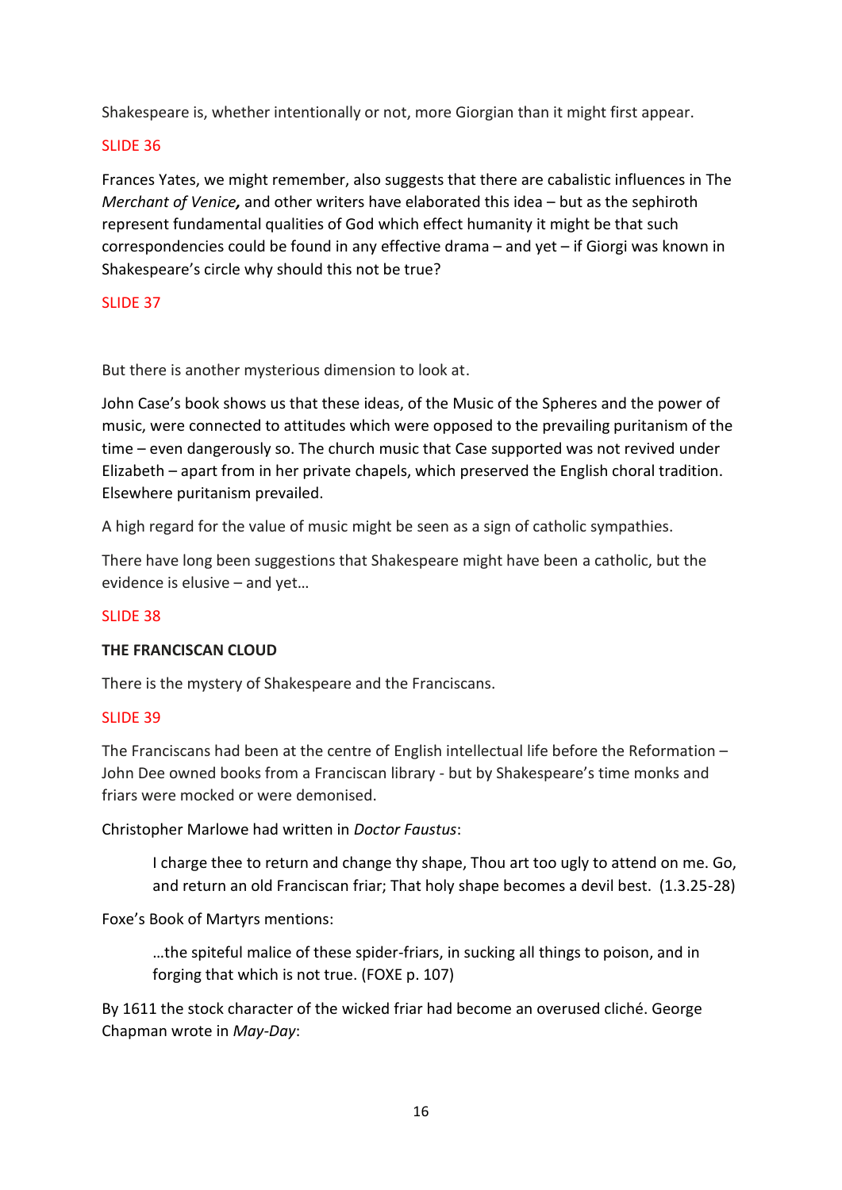Shakespeare is, whether intentionally or not, more Giorgian than it might first appear.

SLIDE 36

Frances Yates, we might remember, also suggests that there are cabalistic influences in The *Merchant of Venice*, and other writers have elaborated this idea – but as the sephiroth represent fundamental qualities of God which effect humanity it might be that such correspondencies could be found in any effective drama – and yet – if Giorgi was known in Shakespeare's circle why should this not be true?

SLIDE 37

But there is another mysterious dimension to look at.

John Case's book shows us that these ideas, of the Music of the Spheres and the power of music, were connected to attitudes which were opposed to the prevailing puritanism of the time – even dangerously so. The church music that Case supported was not revived under Elizabeth – apart from in her private chapels, which preserved the English choral tradition. Elsewhere puritanism prevailed.

A high regard for the value of music might be seen as a sign of catholic sympathies.

There have long been suggestions that Shakespeare might have been a catholic, but the evidence is elusive – and yet…

SLIDE 38

**THE FRANCISCAN CLOUD**

There is the mystery of Shakespeare and the Franciscans.

SLIDE 39

The Franciscans had been at the centre of English intellectual life before the Reformation – John Dee owned books from a Franciscan library - but by Shakespeare's time monks and friars were mocked or were demonised.

Christopher Marlowe had written in *Doctor Faustus*:

> I charge thee to return and change thy shape, Thou art too ugly to attend on me. Go, and return an old Franciscan friar; That holy shape becomes a devil best. (1.3.25-28)

Foxe's Book of Martyrs mentions:

> …the spiteful malice of these spider-friars, in sucking all things to poison, and in forging that which is not true. (FOXE p. 107)

By 1611 the stock character of the wicked friar had become an overused cliché. George Chapman wrote in *May-Day*: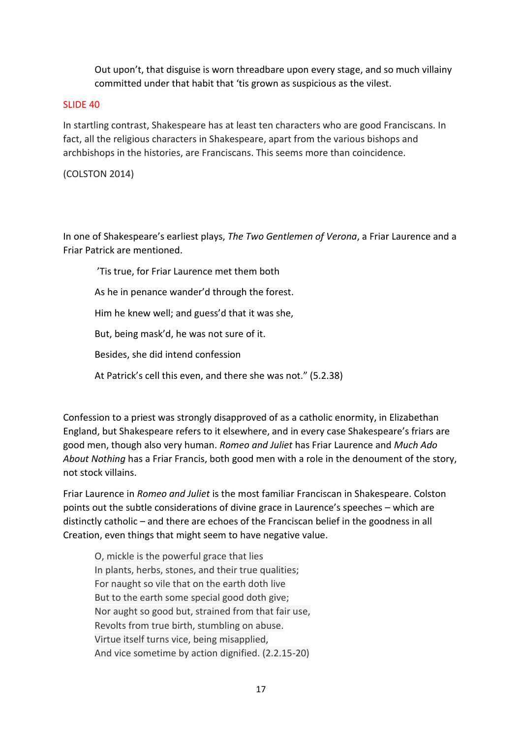> Out upon't, that disguise is worn threadbare upon every stage, and so much villainy committed under that habit that 'tis grown as suspicious as the vilest.

SLIDE 40

In startling contrast, Shakespeare has at least ten characters who are good Franciscans. In fact, all the religious characters in Shakespeare, apart from the various bishops and archbishops in the histories, are Franciscans. This seems more than coincidence.

(COLSTON 2014)

In one of Shakespeare's earliest plays, *The Two Gentlemen of Verona*, a Friar Laurence and a Friar Patrick are mentioned.

> 'Tis true, for Friar Laurence met them both
>
> As he in penance wander'd through the forest.
>
> Him he knew well; and guess'd that it was she,
>
> But, being mask'd, he was not sure of it.
>
> Besides, she did intend confession
>
> At Patrick's cell this even, and there she was not." (5.2.38)

Confession to a priest was strongly disapproved of as a catholic enormity, in Elizabethan England, but Shakespeare refers to it elsewhere, and in every case Shakespeare's friars are good men, though also very human. *Romeo and Juliet* has Friar Laurence and *Much Ado About Nothing* has a Friar Francis, both good men with a role in the denoument of the story, not stock villains.

Friar Laurence in *Romeo and Juliet* is the most familiar Franciscan in Shakespeare. Colston points out the subtle considerations of divine grace in Laurence's speeches – which are distinctly catholic – and there are echoes of the Franciscan belief in the goodness in all Creation, even things that might seem to have negative value.

> O, mickle is the powerful grace that lies
> In plants, herbs, stones, and their true qualities;
> For naught so vile that on the earth doth live
> But to the earth some special good doth give;
> Nor aught so good but, strained from that fair use,
> Revolts from true birth, stumbling on abuse.
> Virtue itself turns vice, being misapplied,
> And vice sometime by action dignified. (2.2.15-20)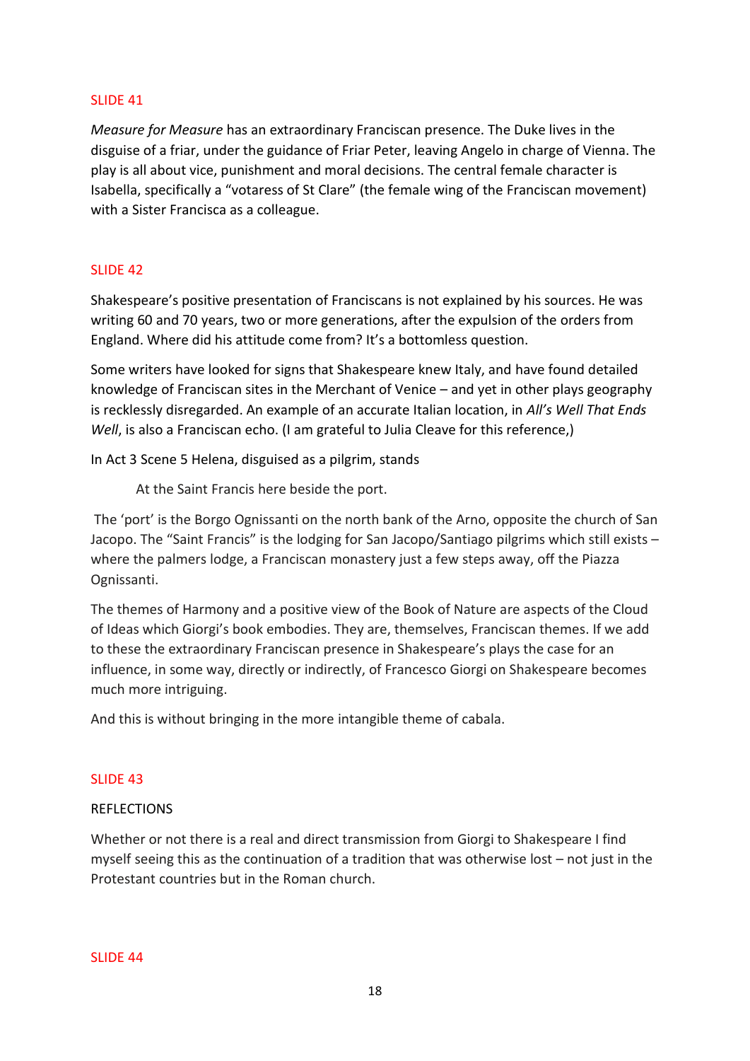SLIDE 41

*Measure for Measure* has an extraordinary Franciscan presence. The Duke lives in the disguise of a friar, under the guidance of Friar Peter, leaving Angelo in charge of Vienna. The play is all about vice, punishment and moral decisions. The central female character is Isabella, specifically a "votaress of St Clare" (the female wing of the Franciscan movement) with a Sister Francisca as a colleague.

SLIDE 42

Shakespeare's positive presentation of Franciscans is not explained by his sources. He was writing 60 and 70 years, two or more generations, after the expulsion of the orders from England. Where did his attitude come from? It's a bottomless question.

Some writers have looked for signs that Shakespeare knew Italy, and have found detailed knowledge of Franciscan sites in the Merchant of Venice – and yet in other plays geography is recklessly disregarded. An example of an accurate Italian location, in *All's Well That Ends Well*, is also a Franciscan echo. (I am grateful to Julia Cleave for this reference,)

In Act 3 Scene 5 Helena, disguised as a pilgrim, stands

> At the Saint Francis here beside the port.

The 'port' is the Borgo Ognissanti on the north bank of the Arno, opposite the church of San Jacopo. The "Saint Francis" is the lodging for San Jacopo/Santiago pilgrims which still exists – where the palmers lodge, a Franciscan monastery just a few steps away, off the Piazza Ognissanti.

The themes of Harmony and a positive view of the Book of Nature are aspects of the Cloud of Ideas which Giorgi's book embodies. They are, themselves, Franciscan themes. If we add to these the extraordinary Franciscan presence in Shakespeare's plays the case for an influence, in some way, directly or indirectly, of Francesco Giorgi on Shakespeare becomes much more intriguing.

And this is without bringing in the more intangible theme of cabala.

SLIDE 43

REFLECTIONS

Whether or not there is a real and direct transmission from Giorgi to Shakespeare I find myself seeing this as the continuation of a tradition that was otherwise lost – not just in the Protestant countries but in the Roman church.

SLIDE 44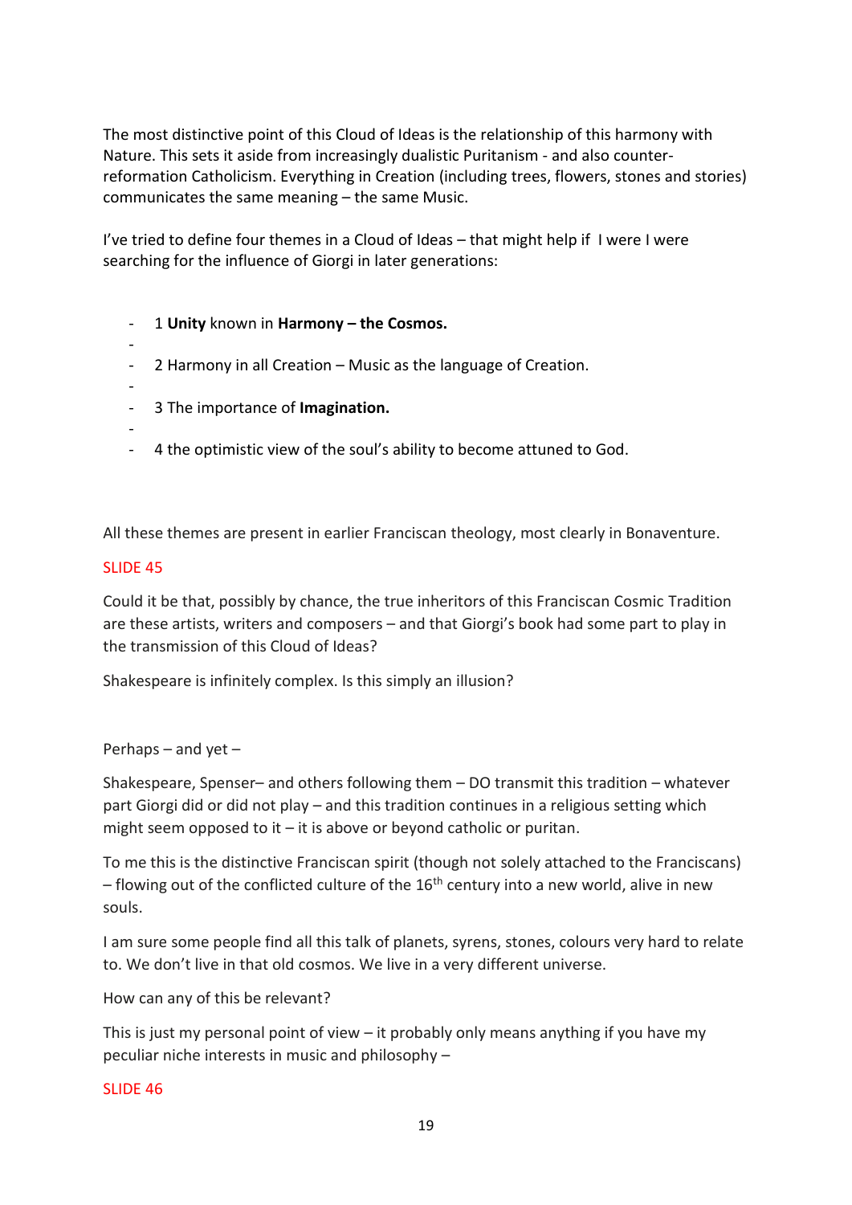The most distinctive point of this Cloud of Ideas is the relationship of this harmony with Nature. This sets it aside from increasingly dualistic Puritanism - and also counter-reformation Catholicism. Everything in Creation (including trees, flowers, stones and stories) communicates the same meaning – the same Music.

I've tried to define four themes in a Cloud of Ideas – that might help if I were I were searching for the influence of Giorgi in later generations:

- 1 **Unity** known in **Harmony – the Cosmos.**
- 
- 2 Harmony in all Creation – Music as the language of Creation.
- 
- 3 The importance of **Imagination.**
- 
- 4 the optimistic view of the soul's ability to become attuned to God.

All these themes are present in earlier Franciscan theology, most clearly in Bonaventure.

SLIDE 45

Could it be that, possibly by chance, the true inheritors of this Franciscan Cosmic Tradition are these artists, writers and composers – and that Giorgi's book had some part to play in the transmission of this Cloud of Ideas?

Shakespeare is infinitely complex. Is this simply an illusion?

Perhaps – and yet –

Shakespeare, Spenser– and others following them – DO transmit this tradition – whatever part Giorgi did or did not play – and this tradition continues in a religious setting which might seem opposed to it – it is above or beyond catholic or puritan.

To me this is the distinctive Franciscan spirit (though not solely attached to the Franciscans) – flowing out of the conflicted culture of the 16th century into a new world, alive in new souls.

I am sure some people find all this talk of planets, syrens, stones, colours very hard to relate to. We don't live in that old cosmos. We live in a very different universe.

How can any of this be relevant?

This is just my personal point of view – it probably only means anything if you have my peculiar niche interests in music and philosophy –

SLIDE 46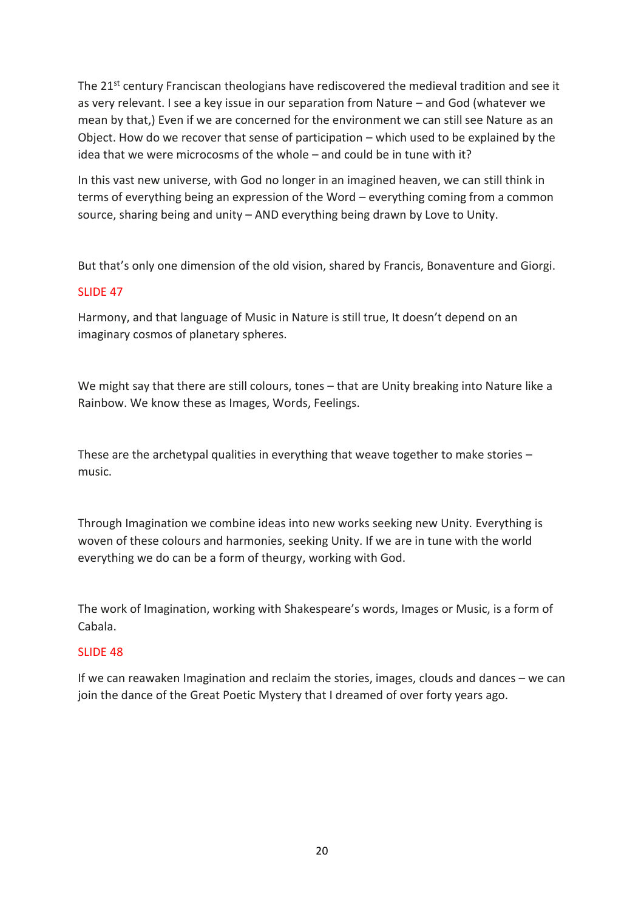The 21st century Franciscan theologians have rediscovered the medieval tradition and see it as very relevant. I see a key issue in our separation from Nature – and God (whatever we mean by that,) Even if we are concerned for the environment we can still see Nature as an Object. How do we recover that sense of participation – which used to be explained by the idea that we were microcosms of the whole – and could be in tune with it?

In this vast new universe, with God no longer in an imagined heaven, we can still think in terms of everything being an expression of the Word – everything coming from a common source, sharing being and unity – AND everything being drawn by Love to Unity.

But that's only one dimension of the old vision, shared by Francis, Bonaventure and Giorgi.

SLIDE 47

Harmony, and that language of Music in Nature is still true, It doesn't depend on an imaginary cosmos of planetary spheres.

We might say that there are still colours, tones – that are Unity breaking into Nature like a Rainbow. We know these as Images, Words, Feelings.

These are the archetypal qualities in everything that weave together to make stories – music.

Through Imagination we combine ideas into new works seeking new Unity. Everything is woven of these colours and harmonies, seeking Unity. If we are in tune with the world everything we do can be a form of theurgy, working with God.

The work of Imagination, working with Shakespeare's words, Images or Music, is a form of Cabala.

SLIDE 48

If we can reawaken Imagination and reclaim the stories, images, clouds and dances – we can join the dance of the Great Poetic Mystery that I dreamed of over forty years ago.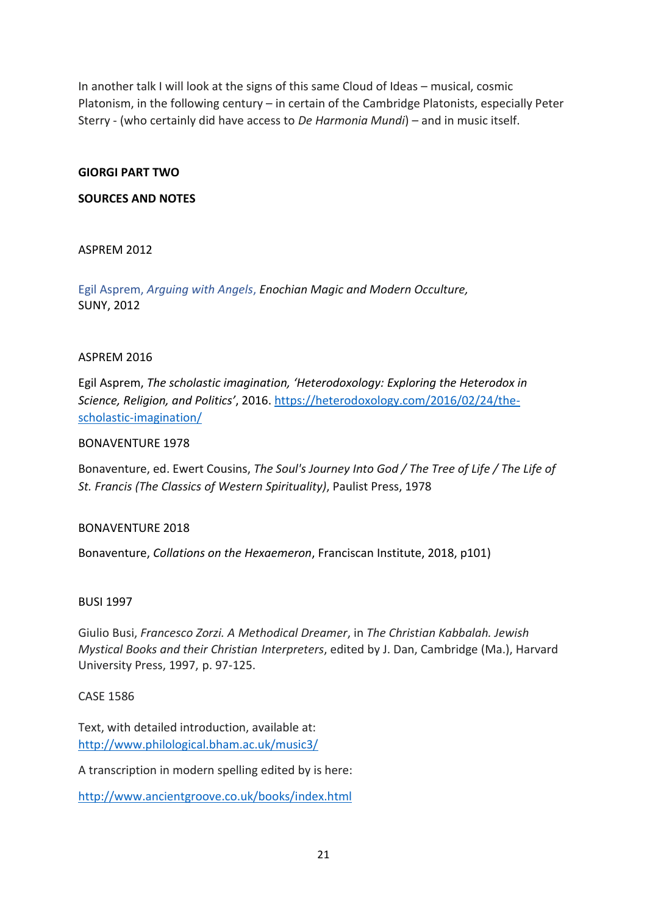In another talk I will look at the signs of this same Cloud of Ideas – musical, cosmic Platonism, in the following century – in certain of the Cambridge Platonists, especially Peter Sterry - (who certainly did have access to *De Harmonia Mundi*) – and in music itself.

**GIORGI PART TWO**

**SOURCES AND NOTES**

ASPREM 2012

Egil Asprem, *Arguing with Angels*, *Enochian Magic and Modern Occulture,* SUNY, 2012

ASPREM 2016

Egil Asprem, *The scholastic imagination, 'Heterodoxology: Exploring the Heterodox in Science, Religion, and Politics'*, 2016. https://heterodoxology.com/2016/02/24/the-scholastic-imagination/

BONAVENTURE 1978

Bonaventure, ed. Ewert Cousins, *The Soul's Journey Into God / The Tree of Life / The Life of St. Francis (The Classics of Western Spirituality)*, Paulist Press, 1978

BONAVENTURE 2018

Bonaventure, *Collations on the Hexaemeron*, Franciscan Institute, 2018, p101)

BUSI 1997

Giulio Busi, *Francesco Zorzi. A Methodical Dreamer*, in *The Christian Kabbalah. Jewish Mystical Books and their Christian Interpreters*, edited by J. Dan, Cambridge (Ma.), Harvard University Press, 1997, p. 97-125.

CASE 1586

Text, with detailed introduction, available at: http://www.philological.bham.ac.uk/music3/

A transcription in modern spelling edited by is here:

http://www.ancientgroove.co.uk/books/index.html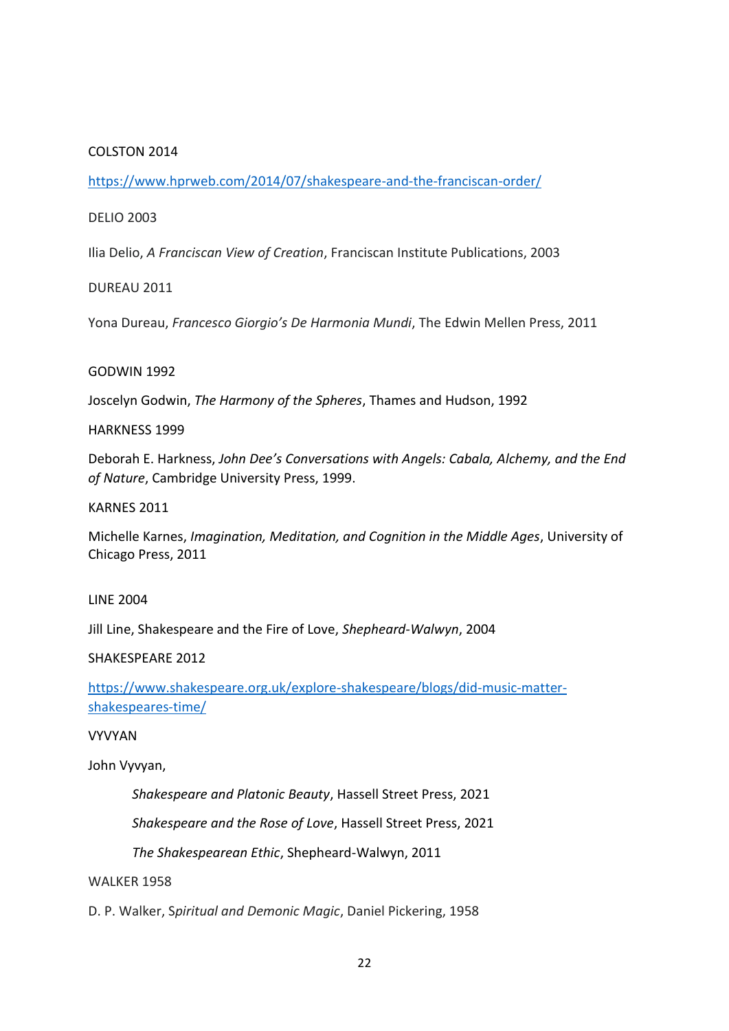COLSTON 2014

https://www.hprweb.com/2014/07/shakespeare-and-the-franciscan-order/

DELIO 2003

Ilia Delio, *A Franciscan View of Creation*, Franciscan Institute Publications, 2003

DUREAU 2011

Yona Dureau, *Francesco Giorgio's De Harmonia Mundi*, The Edwin Mellen Press, 2011

GODWIN 1992

Joscelyn Godwin, *The Harmony of the Spheres*, Thames and Hudson, 1992

HARKNESS 1999

Deborah E. Harkness, *John Dee's Conversations with Angels: Cabala, Alchemy, and the End of Nature*, Cambridge University Press, 1999.

KARNES 2011

Michelle Karnes, *Imagination, Meditation, and Cognition in the Middle Ages*, University of Chicago Press, 2011

LINE 2004

Jill Line, Shakespeare and the Fire of Love, *Shepheard-Walwyn*, 2004

SHAKESPEARE 2012

https://www.shakespeare.org.uk/explore-shakespeare/blogs/did-music-matter-shakespeares-time/

VYVYAN

John Vyvyan,

> *Shakespeare and Platonic Beauty*, Hassell Street Press, 2021
>
> *Shakespeare and the Rose of Love*, Hassell Street Press, 2021
>
> *The Shakespearean Ethic*, Shepheard-Walwyn, 2011

WALKER 1958

D. P. Walker, S*piritual and Demonic Magic*, Daniel Pickering, 1958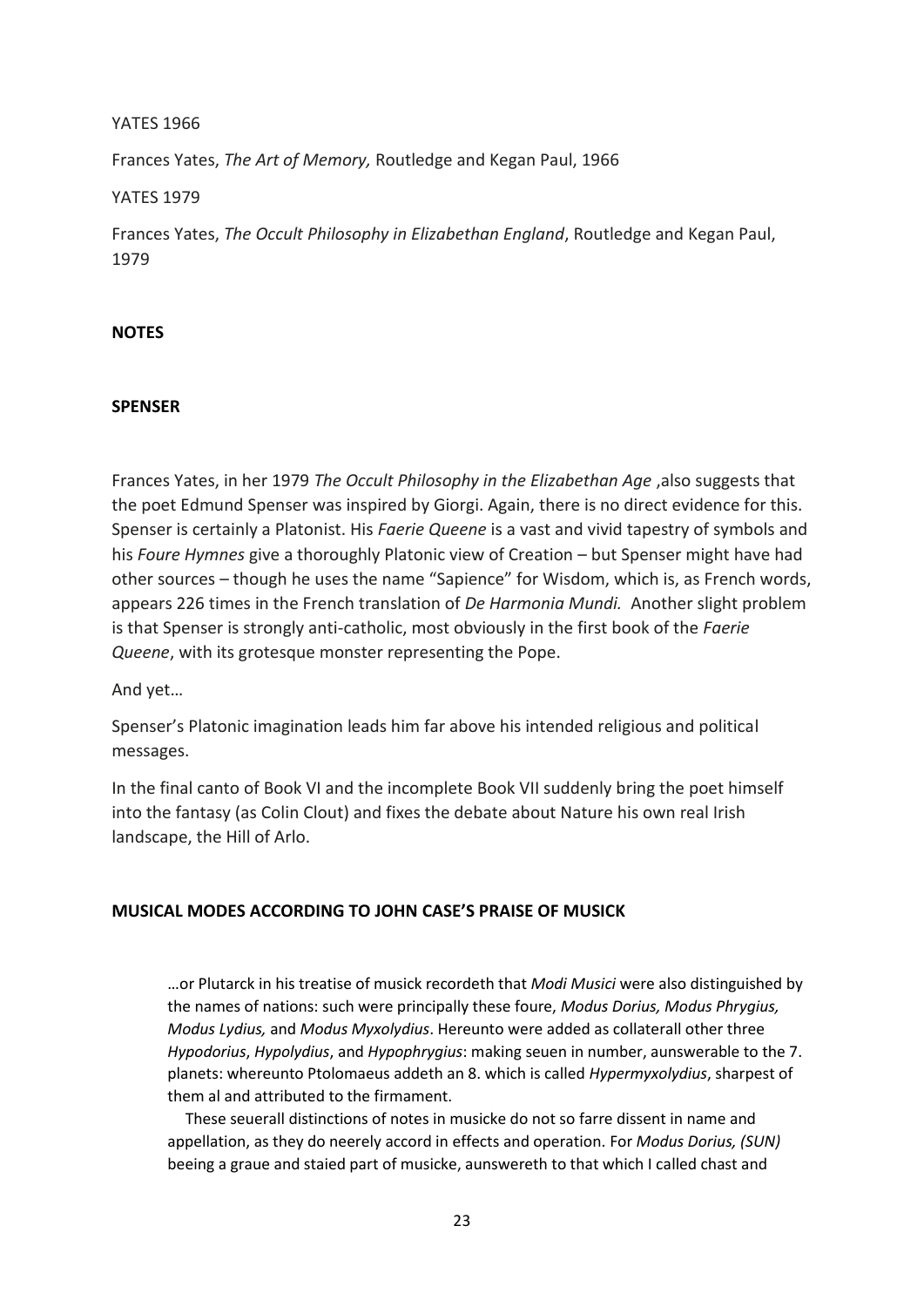YATES 1966

Frances Yates, *The Art of Memory,* Routledge and Kegan Paul, 1966

YATES 1979

Frances Yates, *The Occult Philosophy in Elizabethan England*, Routledge and Kegan Paul, 1979

**NOTES**

**SPENSER**

Frances Yates, in her 1979 *The Occult Philosophy in the Elizabethan Age* ,also suggests that the poet Edmund Spenser was inspired by Giorgi. Again, there is no direct evidence for this. Spenser is certainly a Platonist. His *Faerie Queene* is a vast and vivid tapestry of symbols and his *Foure Hymnes* give a thoroughly Platonic view of Creation – but Spenser might have had other sources – though he uses the name "Sapience" for Wisdom, which is, as French words, appears 226 times in the French translation of *De Harmonia Mundi.* Another slight problem is that Spenser is strongly anti-catholic, most obviously in the first book of the *Faerie Queene*, with its grotesque monster representing the Pope.

And yet…

Spenser's Platonic imagination leads him far above his intended religious and political messages.

In the final canto of Book VI and the incomplete Book VII suddenly bring the poet himself into the fantasy (as Colin Clout) and fixes the debate about Nature his own real Irish landscape, the Hill of Arlo.

**MUSICAL MODES ACCORDING TO JOHN CASE'S PRAISE OF MUSICK**

> …or Plutarck in his treatise of musick recordeth that *Modi Musici* were also distinguished by the names of nations: such were principally these foure, *Modus Dorius, Modus Phrygius, Modus Lydius,* and *Modus Myxolydius*. Hereunto were added as collaterall other three *Hypodorius*, *Hypolydius*, and *Hypophrygius*: making seuen in number, aunswerable to the 7. planets: whereunto Ptolomaeus addeth an 8. which is called *Hypermyxolydius*, sharpest of them al and attributed to the firmament.
>
> These seuerall distinctions of notes in musicke do not so farre dissent in name and appellation, as they do neerely accord in effects and operation. For *Modus Dorius, (SUN)* beeing a graue and staied part of musicke, aunswereth to that which I called chast and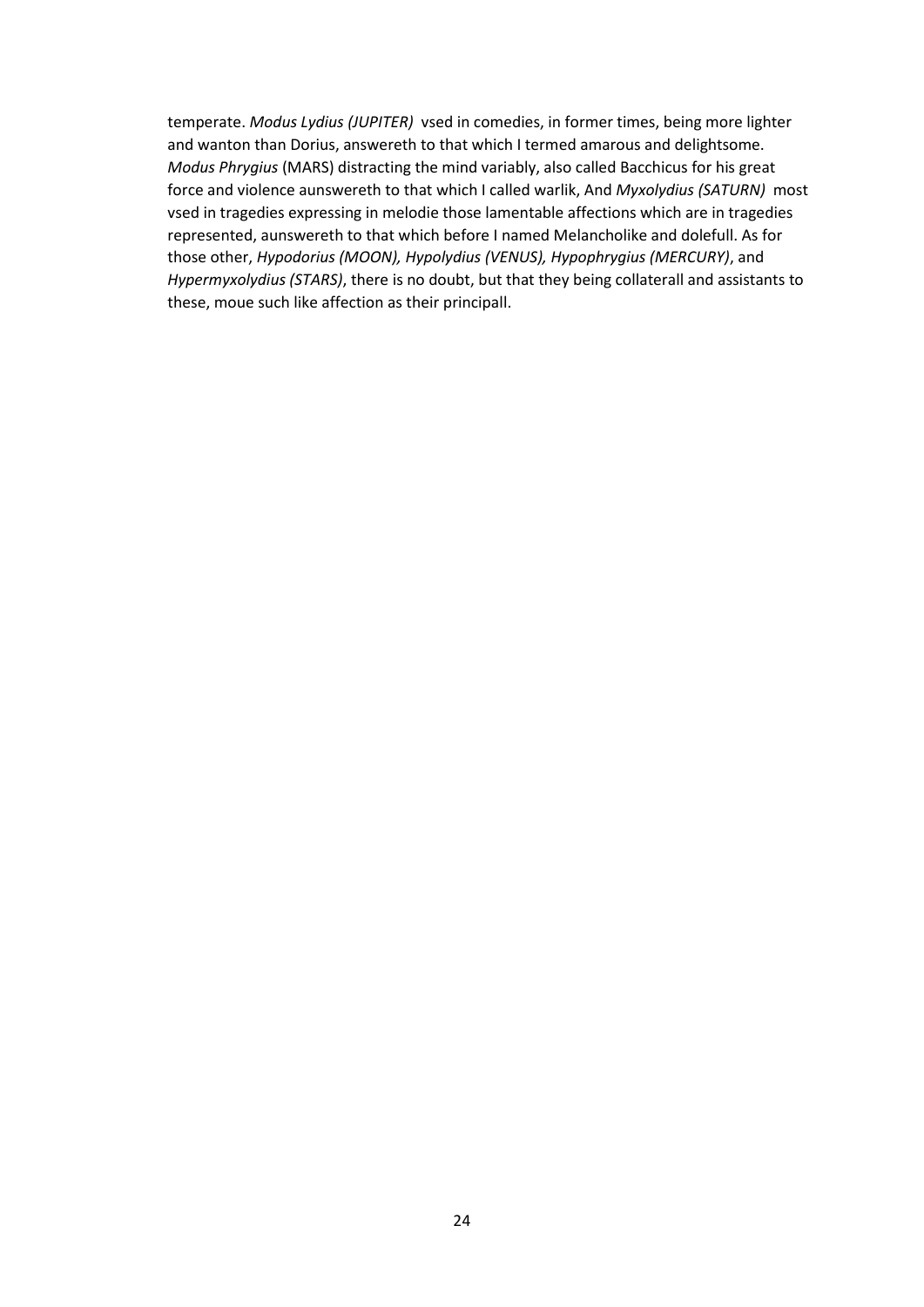temperate. *Modus Lydius (JUPITER)* vsed in comedies, in former times, being more lighter and wanton than Dorius, answereth to that which I termed amarous and delightsome. *Modus Phrygius* (MARS) distracting the mind variably, also called Bacchicus for his great force and violence aunswereth to that which I called warlik, And *Myxolydius (SATURN)* most vsed in tragedies expressing in melodie those lamentable affections which are in tragedies represented, aunswereth to that which before I named Melancholike and dolefull. As for those other, *Hypodorius (MOON), Hypolydius (VENUS), Hypophrygius (MERCURY)*, and *Hypermyxolydius (STARS)*, there is no doubt, but that they being collaterall and assistants to these, moue such like affection as their principall.